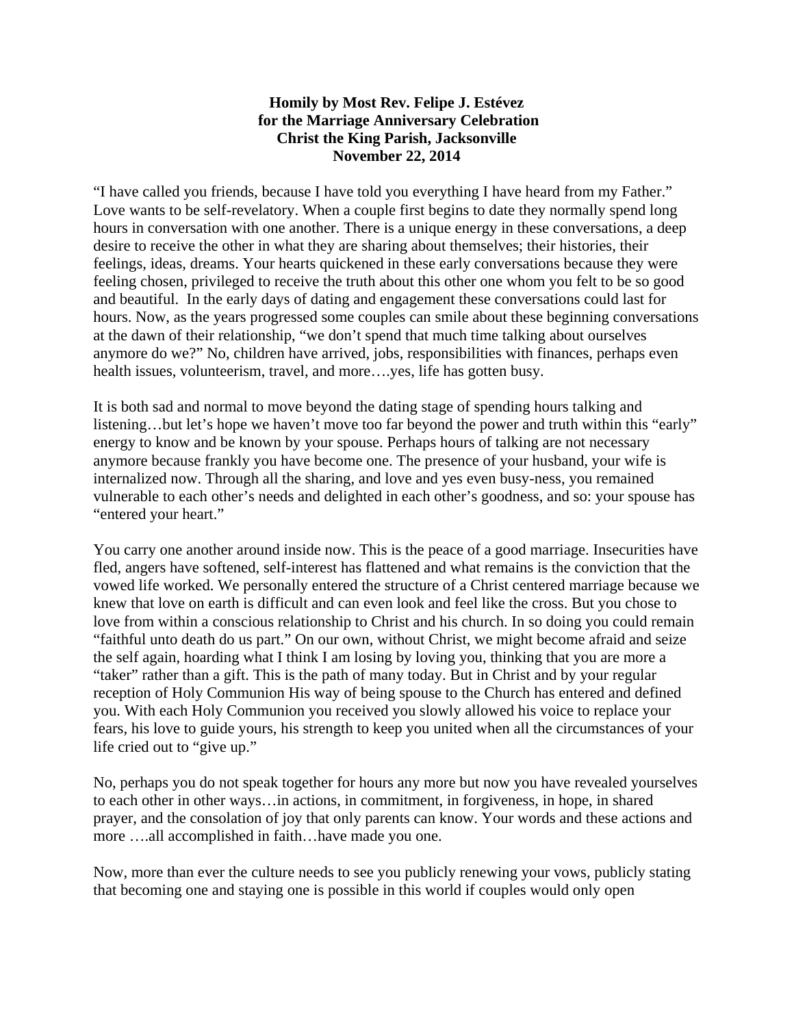**Homily by Most Rev. Felipe J. Estévez**
**for the Marriage Anniversary Celebration**
**Christ the King Parish, Jacksonville**
**November 22, 2014**

"I have called you friends, because I have told you everything I have heard from my Father." Love wants to be self-revelatory. When a couple first begins to date they normally spend long hours in conversation with one another. There is a unique energy in these conversations, a deep desire to receive the other in what they are sharing about themselves; their histories, their feelings, ideas, dreams. Your hearts quickened in these early conversations because they were feeling chosen, privileged to receive the truth about this other one whom you felt to be so good and beautiful. In the early days of dating and engagement these conversations could last for hours. Now, as the years progressed some couples can smile about these beginning conversations at the dawn of their relationship, "we don't spend that much time talking about ourselves anymore do we?" No, children have arrived, jobs, responsibilities with finances, perhaps even health issues, volunteerism, travel, and more….yes, life has gotten busy.

It is both sad and normal to move beyond the dating stage of spending hours talking and listening…but let's hope we haven't move too far beyond the power and truth within this "early" energy to know and be known by your spouse. Perhaps hours of talking are not necessary anymore because frankly you have become one. The presence of your husband, your wife is internalized now. Through all the sharing, and love and yes even busy-ness, you remained vulnerable to each other's needs and delighted in each other's goodness, and so: your spouse has "entered your heart."

You carry one another around inside now. This is the peace of a good marriage. Insecurities have fled, angers have softened, self-interest has flattened and what remains is the conviction that the vowed life worked. We personally entered the structure of a Christ centered marriage because we knew that love on earth is difficult and can even look and feel like the cross. But you chose to love from within a conscious relationship to Christ and his church. In so doing you could remain "faithful unto death do us part." On our own, without Christ, we might become afraid and seize the self again, hoarding what I think I am losing by loving you, thinking that you are more a "taker" rather than a gift. This is the path of many today. But in Christ and by your regular reception of Holy Communion His way of being spouse to the Church has entered and defined you. With each Holy Communion you received you slowly allowed his voice to replace your fears, his love to guide yours, his strength to keep you united when all the circumstances of your life cried out to "give up."

No, perhaps you do not speak together for hours any more but now you have revealed yourselves to each other in other ways…in actions, in commitment, in forgiveness, in hope, in shared prayer, and the consolation of joy that only parents can know. Your words and these actions and more ….all accomplished in faith…have made you one.

Now, more than ever the culture needs to see you publicly renewing your vows, publicly stating that becoming one and staying one is possible in this world if couples would only open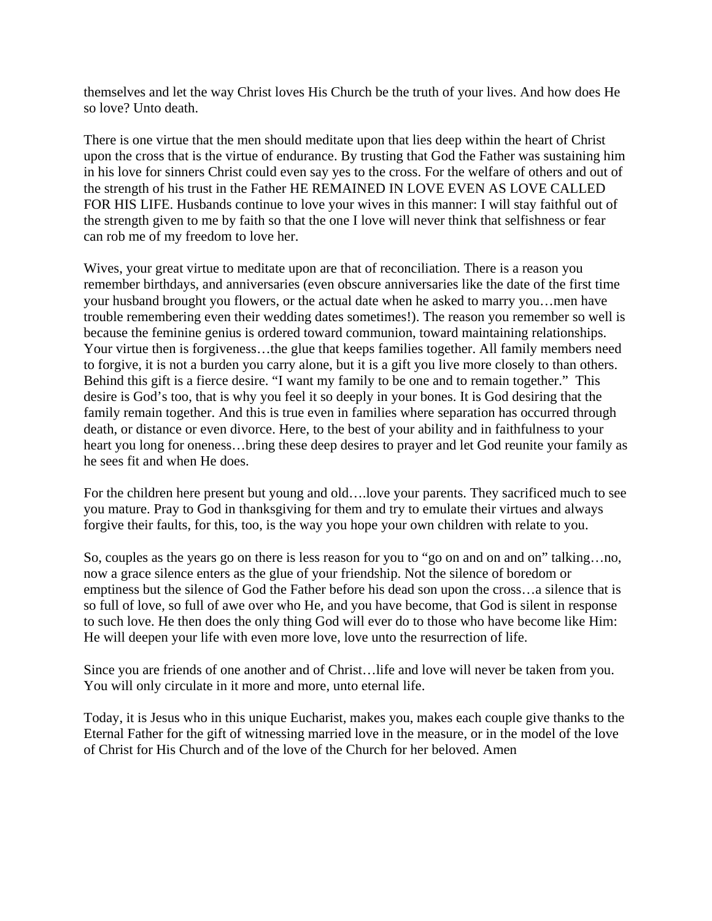themselves and let the way Christ loves His Church be the truth of your lives. And how does He so love? Unto death.

There is one virtue that the men should meditate upon that lies deep within the heart of Christ upon the cross that is the virtue of endurance. By trusting that God the Father was sustaining him in his love for sinners Christ could even say yes to the cross. For the welfare of others and out of the strength of his trust in the Father HE REMAINED IN LOVE EVEN AS LOVE CALLED FOR HIS LIFE. Husbands continue to love your wives in this manner: I will stay faithful out of the strength given to me by faith so that the one I love will never think that selfishness or fear can rob me of my freedom to love her.

Wives, your great virtue to meditate upon are that of reconciliation. There is a reason you remember birthdays, and anniversaries (even obscure anniversaries like the date of the first time your husband brought you flowers, or the actual date when he asked to marry you…men have trouble remembering even their wedding dates sometimes!). The reason you remember so well is because the feminine genius is ordered toward communion, toward maintaining relationships. Your virtue then is forgiveness…the glue that keeps families together. All family members need to forgive, it is not a burden you carry alone, but it is a gift you live more closely to than others. Behind this gift is a fierce desire. "I want my family to be one and to remain together." This desire is God's too, that is why you feel it so deeply in your bones. It is God desiring that the family remain together. And this is true even in families where separation has occurred through death, or distance or even divorce. Here, to the best of your ability and in faithfulness to your heart you long for oneness…bring these deep desires to prayer and let God reunite your family as he sees fit and when He does.

For the children here present but young and old….love your parents. They sacrificed much to see you mature. Pray to God in thanksgiving for them and try to emulate their virtues and always forgive their faults, for this, too, is the way you hope your own children with relate to you.

So, couples as the years go on there is less reason for you to "go on and on and on" talking…no, now a grace silence enters as the glue of your friendship. Not the silence of boredom or emptiness but the silence of God the Father before his dead son upon the cross…a silence that is so full of love, so full of awe over who He, and you have become, that God is silent in response to such love. He then does the only thing God will ever do to those who have become like Him: He will deepen your life with even more love, love unto the resurrection of life.

Since you are friends of one another and of Christ…life and love will never be taken from you. You will only circulate in it more and more, unto eternal life.

Today, it is Jesus who in this unique Eucharist, makes you, makes each couple give thanks to the Eternal Father for the gift of witnessing married love in the measure, or in the model of the love of Christ for His Church and of the love of the Church for her beloved. Amen